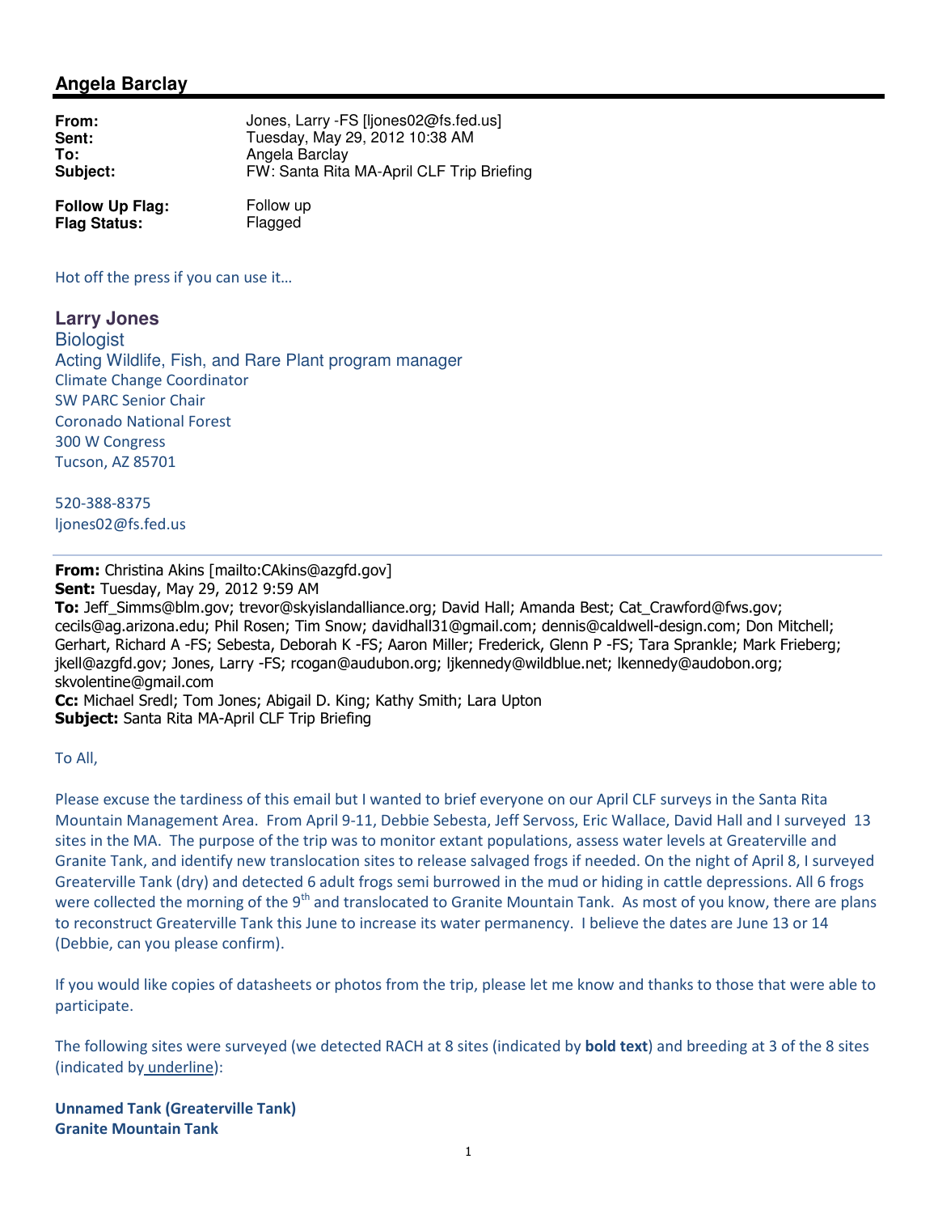## Angela Barclay

| | |
|---|---|
| **From:** | Jones, Larry -FS [ljones02@fs.fed.us] |
| **Sent:** | Tuesday, May 29, 2012 10:38 AM |
| **To:** | Angela Barclay |
| **Subject:** | FW: Santa Rita MA-April CLF Trip Briefing |

| | |
|---|---|
| **Follow Up Flag:** | Follow up |
| **Flag Status:** | Flagged |

Hot off the press if you can use it…

**Larry Jones**
Biologist
Acting Wildlife, Fish, and Rare Plant program manager
Climate Change Coordinator
SW PARC Senior Chair
Coronado National Forest
300 W Congress
Tucson, AZ 85701

520-388-8375
ljones02@fs.fed.us

---

**From:** Christina Akins [mailto:CAkins@azgfd.gov]
**Sent:** Tuesday, May 29, 2012 9:59 AM
**To:** Jeff_Simms@blm.gov; trevor@skyislandalliance.org; David Hall; Amanda Best; Cat_Crawford@fws.gov; cecils@ag.arizona.edu; Phil Rosen; Tim Snow; davidhall31@gmail.com; dennis@caldwell-design.com; Don Mitchell; Gerhart, Richard A -FS; Sebesta, Deborah K -FS; Aaron Miller; Frederick, Glenn P -FS; Tara Sprankle; Mark Frieberg; jkell@azgfd.gov; Jones, Larry -FS; rcogan@audubon.org; ljkennedy@wildblue.net; lkennedy@audobon.org; skvolentine@gmail.com
**Cc:** Michael Sredl; Tom Jones; Abigail D. King; Kathy Smith; Lara Upton
**Subject:** Santa Rita MA-April CLF Trip Briefing

To All,

Please excuse the tardiness of this email but I wanted to brief everyone on our April CLF surveys in the Santa Rita Mountain Management Area. From April 9-11, Debbie Sebesta, Jeff Servoss, Eric Wallace, David Hall and I surveyed 13 sites in the MA. The purpose of the trip was to monitor extant populations, assess water levels at Greaterville and Granite Tank, and identify new translocation sites to release salvaged frogs if needed. On the night of April 8, I surveyed Greaterville Tank (dry) and detected 6 adult frogs semi burrowed in the mud or hiding in cattle depressions. All 6 frogs were collected the morning of the 9th and translocated to Granite Mountain Tank. As most of you know, there are plans to reconstruct Greaterville Tank this June to increase its water permanency. I believe the dates are June 13 or 14 (Debbie, can you please confirm).

If you would like copies of datasheets or photos from the trip, please let me know and thanks to those that were able to participate.

The following sites were surveyed (we detected RACH at 8 sites (indicated by **bold text**) and breeding at 3 of the 8 sites (indicated by <u>underline</u>):

**Unnamed Tank (Greaterville Tank)**
**Granite Mountain Tank**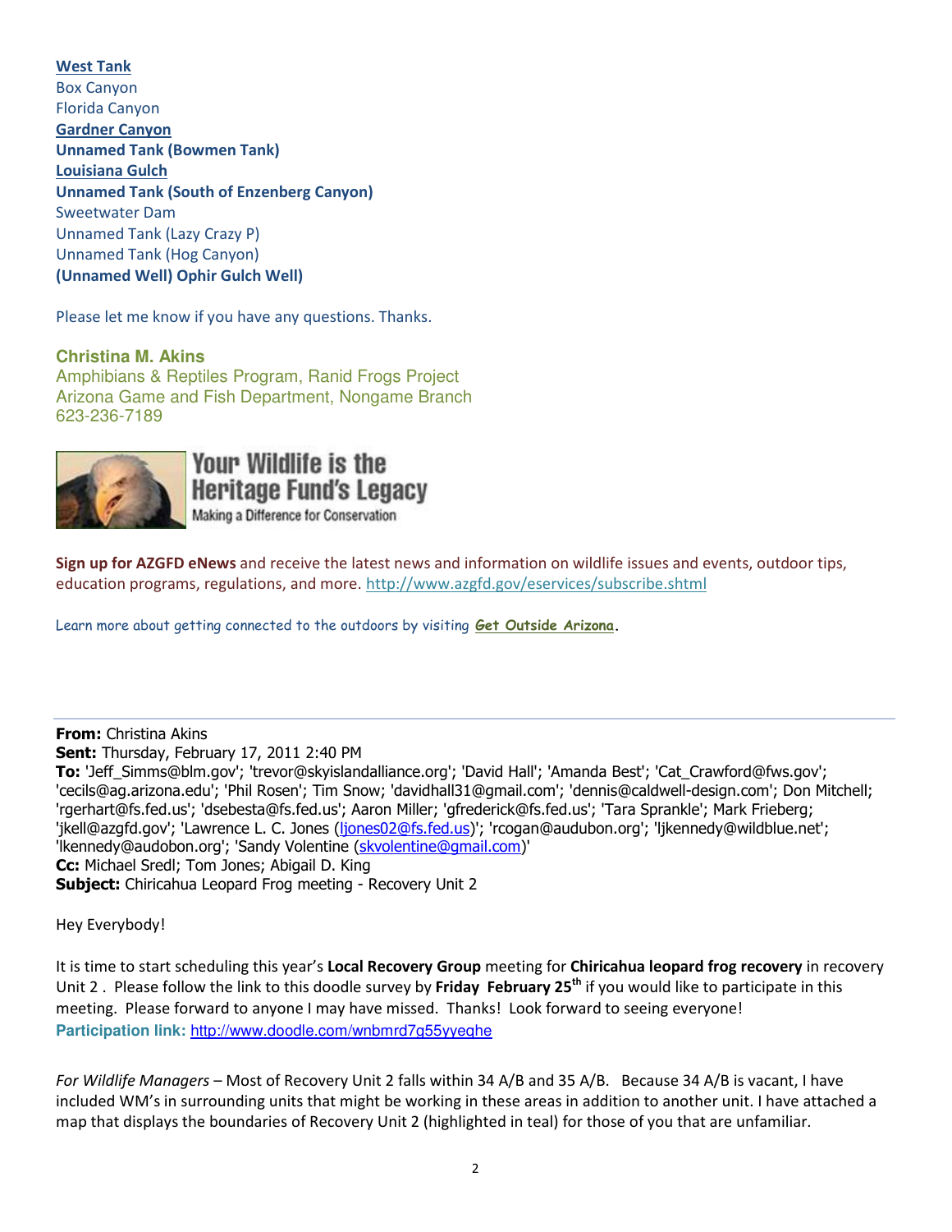**West Tank**
Box Canyon
Florida Canyon
**Gardner Canyon**
**Unnamed Tank (Bowmen Tank)**
**Louisiana Gulch**
**Unnamed Tank (South of Enzenberg Canyon)**
Sweetwater Dam
Unnamed Tank (Lazy Crazy P)
Unnamed Tank (Hog Canyon)
**(Unnamed Well) Ophir Gulch Well)**

Please let me know if you have any questions. Thanks.

**Christina M. Akins**
Amphibians & Reptiles Program, Ranid Frogs Project
Arizona Game and Fish Department, Nongame Branch
623-236-7189

Your Wildlife is the Heritage Fund's Legacy
Making a Difference for Conservation

**Sign up for AZGFD eNews** and receive the latest news and information on wildlife issues and events, outdoor tips, education programs, regulations, and more. http://www.azgfd.gov/eservices/subscribe.shtml

Learn more about getting connected to the outdoors by visiting **Get Outside Arizona**.

---

**From:** Christina Akins
**Sent:** Thursday, February 17, 2011 2:40 PM
**To:** 'Jeff_Simms@blm.gov'; 'trevor@skyislandalliance.org'; 'David Hall'; 'Amanda Best'; 'Cat_Crawford@fws.gov'; 'cecils@ag.arizona.edu'; 'Phil Rosen'; Tim Snow; 'davidhall31@gmail.com'; 'dennis@caldwell-design.com'; Don Mitchell; 'rgerhart@fs.fed.us'; 'dsebesta@fs.fed.us'; Aaron Miller; 'gfrederick@fs.fed.us'; 'Tara Sprankle'; Mark Frieberg; 'jkell@azgfd.gov'; 'Lawrence L. C. Jones (ljones02@fs.fed.us)'; 'rcogan@audubon.org'; 'ljkennedy@wildblue.net'; 'lkennedy@audobon.org'; 'Sandy Volentine (skvolentine@gmail.com)'
**Cc:** Michael Sredl; Tom Jones; Abigail D. King
**Subject:** Chiricahua Leopard Frog meeting - Recovery Unit 2

Hey Everybody!

It is time to start scheduling this year's **Local Recovery Group** meeting for **Chiricahua leopard frog recovery** in recovery Unit 2 . Please follow the link to this doodle survey by **Friday February 25th** if you would like to participate in this meeting. Please forward to anyone I may have missed. Thanks! Look forward to seeing everyone!
**Participation link:** http://www.doodle.com/wnbmrd7g55yyeqhe

*For Wildlife Managers* – Most of Recovery Unit 2 falls within 34 A/B and 35 A/B. Because 34 A/B is vacant, I have included WM's in surrounding units that might be working in these areas in addition to another unit. I have attached a map that displays the boundaries of Recovery Unit 2 (highlighted in teal) for those of you that are unfamiliar.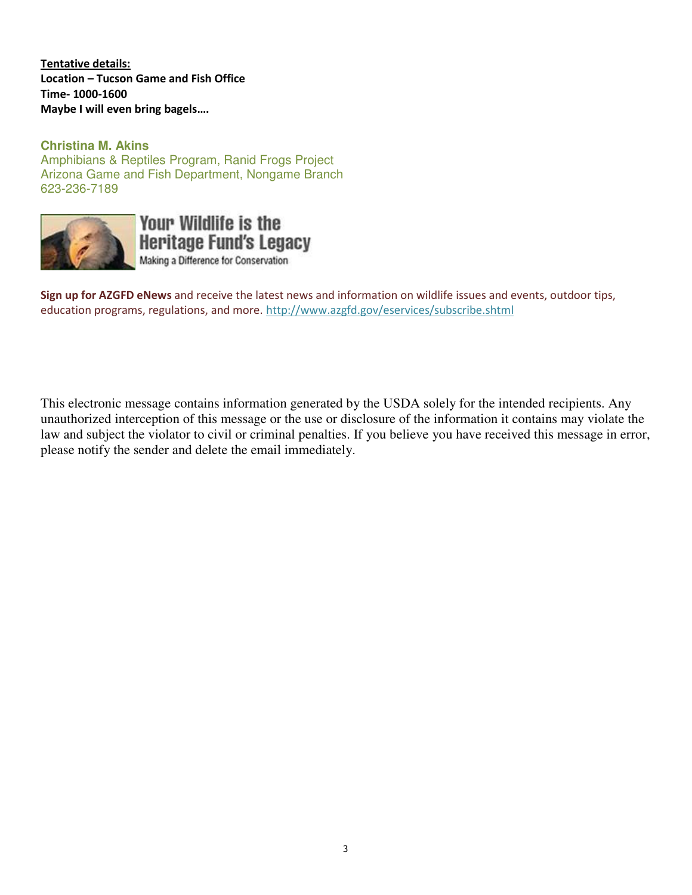**Tentative details:**
**Location – Tucson Game and Fish Office**
**Time- 1000-1600**
**Maybe I will even bring bagels….**

**Christina M. Akins**
Amphibians & Reptiles Program, Ranid Frogs Project
Arizona Game and Fish Department, Nongame Branch
623-236-7189

Your Wildlife is the Heritage Fund's Legacy
Making a Difference for Conservation

**Sign up for AZGFD eNews** and receive the latest news and information on wildlife issues and events, outdoor tips, education programs, regulations, and more. http://www.azgfd.gov/eservices/subscribe.shtml

This electronic message contains information generated by the USDA solely for the intended recipients. Any unauthorized interception of this message or the use or disclosure of the information it contains may violate the law and subject the violator to civil or criminal penalties. If you believe you have received this message in error, please notify the sender and delete the email immediately.